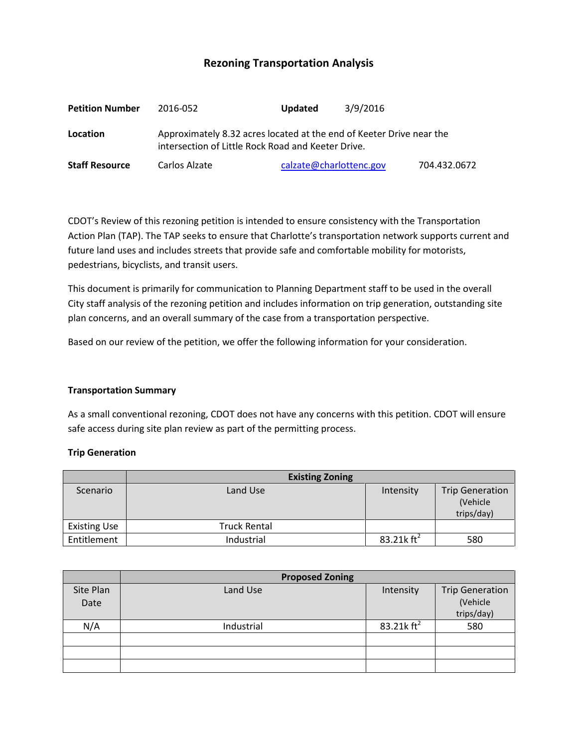# Rezoning Transportation Analysis

| | | | |
|---|---|---|---|
| **Petition Number** | 2016-052 | **Updated** | 3/9/2016 |
| **Location** | Approximately 8.32 acres located at the end of Keeter Drive near the intersection of Little Rock Road and Keeter Drive. | | |
| **Staff Resource** | Carlos Alzate | calzate@charlottenc.gov | 704.432.0672 |

CDOT's Review of this rezoning petition is intended to ensure consistency with the Transportation Action Plan (TAP). The TAP seeks to ensure that Charlotte's transportation network supports current and future land uses and includes streets that provide safe and comfortable mobility for motorists, pedestrians, bicyclists, and transit users.

This document is primarily for communication to Planning Department staff to be used in the overall City staff analysis of the rezoning petition and includes information on trip generation, outstanding site plan concerns, and an overall summary of the case from a transportation perspective.

Based on our review of the petition, we offer the following information for your consideration.

### Transportation Summary

As a small conventional rezoning, CDOT does not have any concerns with this petition. CDOT will ensure safe access during site plan review as part of the permitting process.

### Trip Generation

| | Existing Zoning | | |
|---|---|---|---|
| Scenario | Land Use | Intensity | Trip Generation (Vehicle trips/day) |
| Existing Use | Truck Rental | | |
| Entitlement | Industrial | 83.21k $ft^2$ | 580 |

| | Proposed Zoning | | |
|---|---|---|---|
| Site Plan Date | Land Use | Intensity | Trip Generation (Vehicle trips/day) |
| N/A | Industrial | 83.21k $ft^2$ | 580 |
| | | | |
| | | | |
| | | | |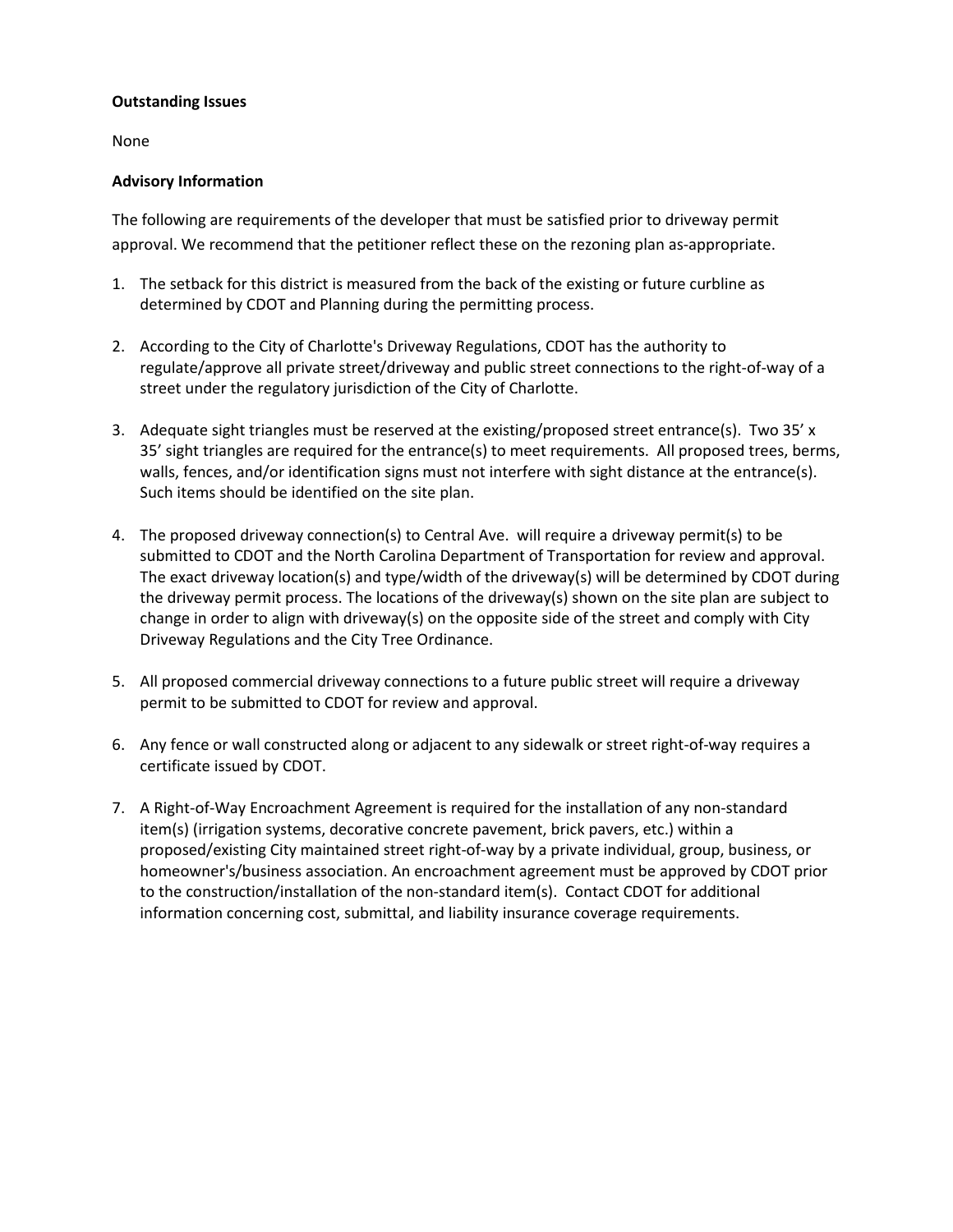**Outstanding Issues**

None

**Advisory Information**

The following are requirements of the developer that must be satisfied prior to driveway permit approval. We recommend that the petitioner reflect these on the rezoning plan as-appropriate.

1. The setback for this district is measured from the back of the existing or future curbline as determined by CDOT and Planning during the permitting process.

2. According to the City of Charlotte's Driveway Regulations, CDOT has the authority to regulate/approve all private street/driveway and public street connections to the right-of-way of a street under the regulatory jurisdiction of the City of Charlotte.

3. Adequate sight triangles must be reserved at the existing/proposed street entrance(s). Two 35' x 35' sight triangles are required for the entrance(s) to meet requirements. All proposed trees, berms, walls, fences, and/or identification signs must not interfere with sight distance at the entrance(s). Such items should be identified on the site plan.

4. The proposed driveway connection(s) to Central Ave. will require a driveway permit(s) to be submitted to CDOT and the North Carolina Department of Transportation for review and approval. The exact driveway location(s) and type/width of the driveway(s) will be determined by CDOT during the driveway permit process. The locations of the driveway(s) shown on the site plan are subject to change in order to align with driveway(s) on the opposite side of the street and comply with City Driveway Regulations and the City Tree Ordinance.

5. All proposed commercial driveway connections to a future public street will require a driveway permit to be submitted to CDOT for review and approval.

6. Any fence or wall constructed along or adjacent to any sidewalk or street right-of-way requires a certificate issued by CDOT.

7. A Right-of-Way Encroachment Agreement is required for the installation of any non-standard item(s) (irrigation systems, decorative concrete pavement, brick pavers, etc.) within a proposed/existing City maintained street right-of-way by a private individual, group, business, or homeowner's/business association. An encroachment agreement must be approved by CDOT prior to the construction/installation of the non-standard item(s). Contact CDOT for additional information concerning cost, submittal, and liability insurance coverage requirements.